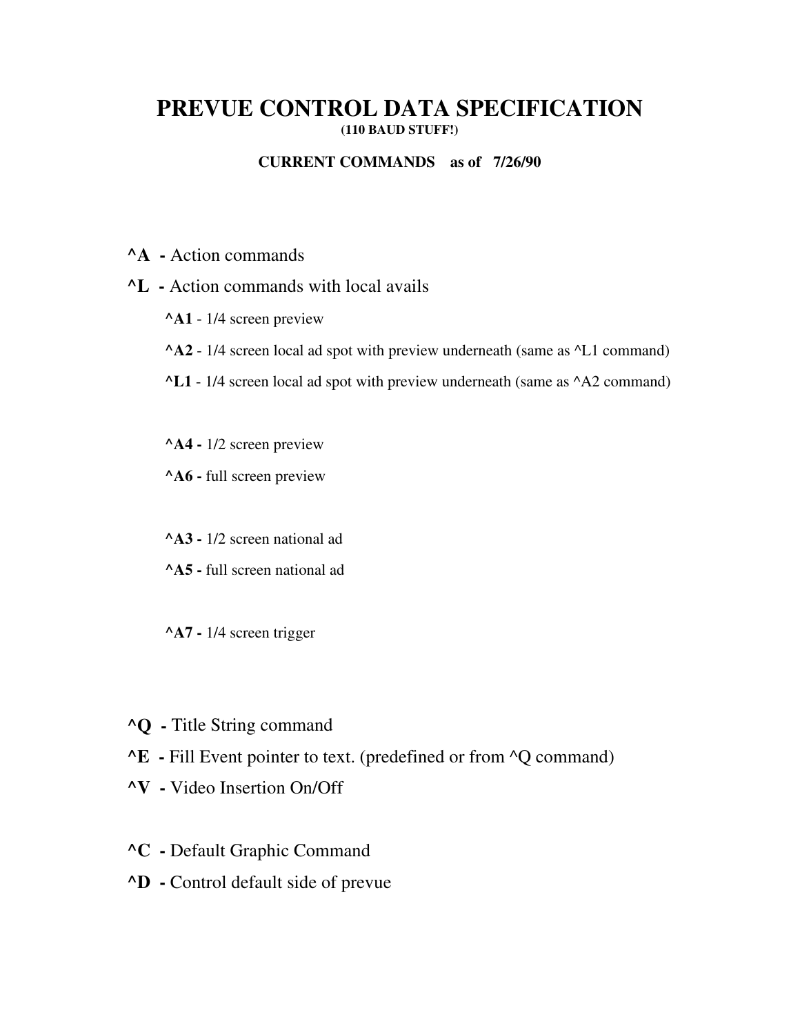# PREVUE CONTROL DATA SPECIFICATION

**(110 BAUD STUFF!)**

**CURRENT COMMANDS as of 7/26/90**

**^A -** Action commands

**^L -** Action commands with local avails

- **^A1** - 1/4 screen preview
- **^A2** - 1/4 screen local ad spot with preview underneath (same as ^L1 command)
- **^L1** - 1/4 screen local ad spot with preview underneath (same as ^A2 command)

- **^A4 -** 1/2 screen preview
- **^A6 -** full screen preview

- **^A3 -** 1/2 screen national ad
- **^A5 -** full screen national ad

- **^A7 -** 1/4 screen trigger

**^Q -** Title String command

**^E -** Fill Event pointer to text. (predefined or from ^Q command)

**^V -** Video Insertion On/Off

**^C -** Default Graphic Command

**^D -** Control default side of prevue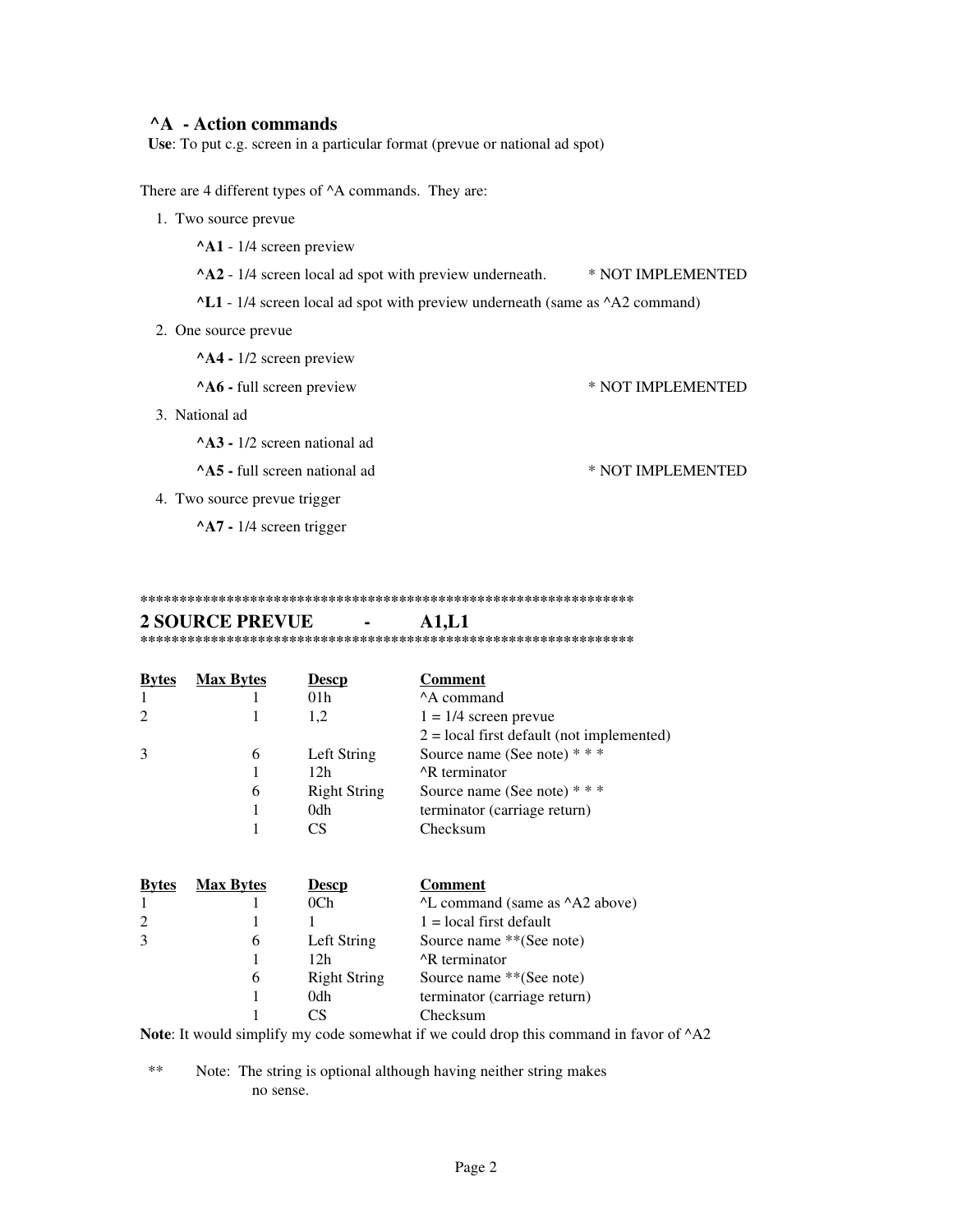### ^A - Action commands

**Use**: To put c.g. screen in a particular format (prevue or national ad spot)

There are 4 different types of ^A commands. They are:

1. Two source prevue

   **^A1** - 1/4 screen preview

   **^A2** - 1/4 screen local ad spot with preview underneath. * NOT IMPLEMENTED

   **^L1** - 1/4 screen local ad spot with preview underneath (same as ^A2 command)

2. One source prevue

   **^A4 -** 1/2 screen preview

   **^A6 -** full screen preview * NOT IMPLEMENTED

3. National ad

   **^A3 -** 1/2 screen national ad

   **^A5 -** full screen national ad * NOT IMPLEMENTED

4. Two source prevue trigger

   **^A7 -** 1/4 screen trigger

**************************************************************

## 2 SOURCE PREVUE - A1,L1

**************************************************************

| Bytes | Max Bytes | Descp | Comment |
|---|---|---|---|
| 1 | 1 | 01h | ^A command |
| 2 | 1 | 1,2 | 1 = 1/4 screen prevue<br>2 = local first default (not implemented) |
| 3 | 6 | Left String | Source name (See note) * * * |
| | 1 | 12h | ^R terminator |
| | 6 | Right String | Source name (See note) * * * |
| | 1 | 0dh | terminator (carriage return) |
| | 1 | CS | Checksum |

| Bytes | Max Bytes | Descp | Comment |
|---|---|---|---|
| 1 | 1 | 0Ch | ^L command (same as ^A2 above) |
| 2 | 1 | 1 | 1 = local first default |
| 3 | 6 | Left String | Source name **(See note) |
| | 1 | 12h | ^R terminator |
| | 6 | Right String | Source name **(See note) |
| | 1 | 0dh | terminator (carriage return) |
| | 1 | CS | Checksum |

**Note**: It would simplify my code somewhat if we could drop this command in favor of ^A2

** Note: The string is optional although having neither string makes no sense.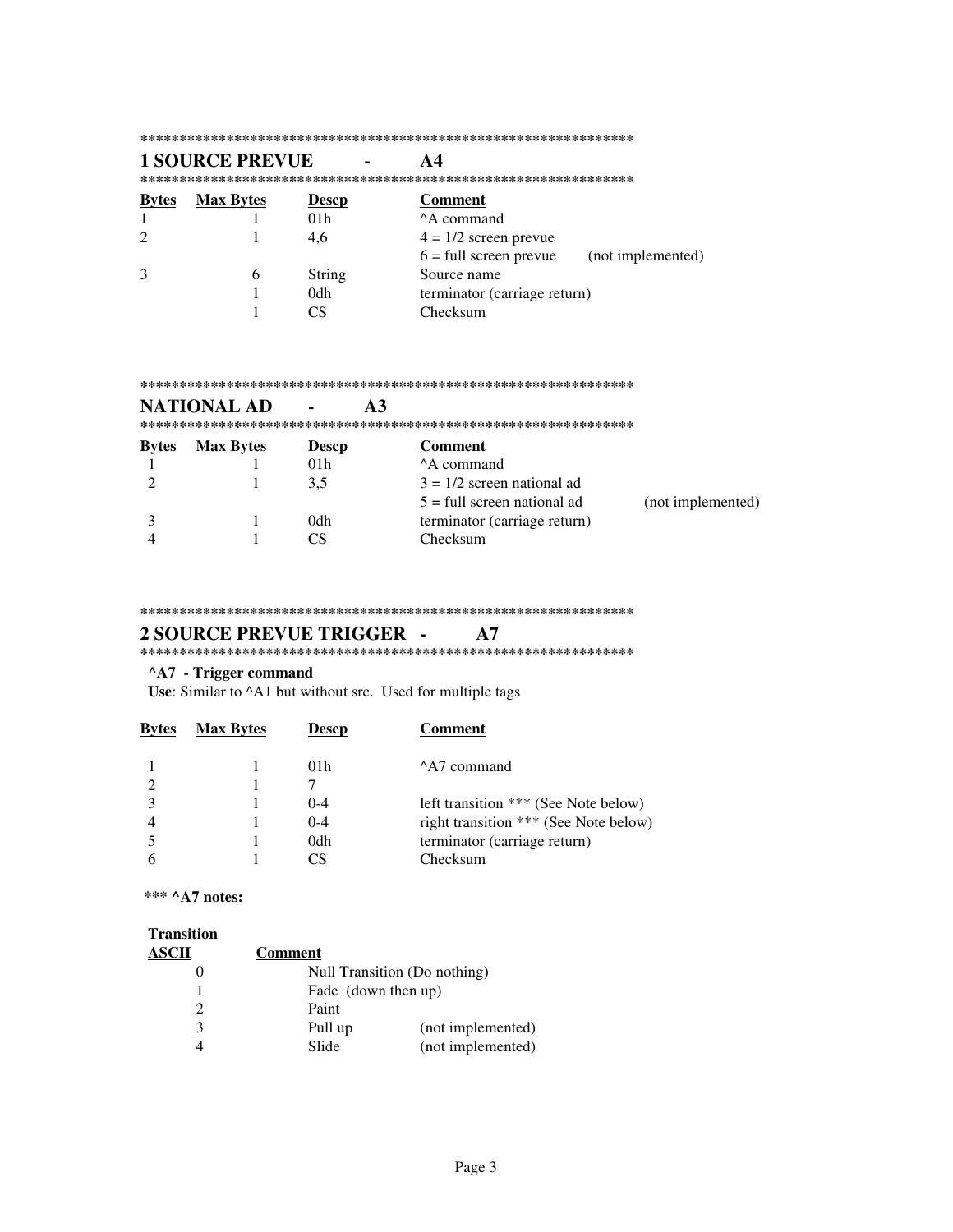******************************************************************

## 1 SOURCE PREVUE - A4

******************************************************************

| Bytes | Max Bytes | Descp | Comment |
|---|---|---|---|
| 1 | 1 | 01h | ^A command |
| 2 | 1 | 4,6 | 4 = 1/2 screen prevue |
| | | | 6 = full screen prevue (not implemented) |
| 3 | 6 | String | Source name |
| | 1 | 0dh | terminator (carriage return) |
| | 1 | CS | Checksum |

******************************************************************

## NATIONAL AD - A3

******************************************************************

| Bytes | Max Bytes | Descp | Comment |
|---|---|---|---|
| 1 | 1 | 01h | ^A command |
| 2 | 1 | 3,5 | 3 = 1/2 screen national ad |
| | | | 5 = full screen national ad (not implemented) |
| 3 | 1 | 0dh | terminator (carriage return) |
| 4 | 1 | CS | Checksum |

******************************************************************

## 2 SOURCE PREVUE TRIGGER - A7

******************************************************************

**^A7 - Trigger command**

**Use**: Similar to ^A1 but without src. Used for multiple tags

| Bytes | Max Bytes | Descp | Comment |
|---|---|---|---|
| 1 | 1 | 01h | ^A7 command |
| 2 | 1 | 7 | |
| 3 | 1 | 0-4 | left transition *** (See Note below) |
| 4 | 1 | 0-4 | right transition *** (See Note below) |
| 5 | 1 | 0dh | terminator (carriage return) |
| 6 | 1 | CS | Checksum |

**\*\*\* ^A7 notes:**

| Transition ASCII | Comment | |
|---|---|---|
| 0 | Null Transition (Do nothing) | |
| 1 | Fade (down then up) | |
| 2 | Paint | |
| 3 | Pull up | (not implemented) |
| 4 | Slide | (not implemented) |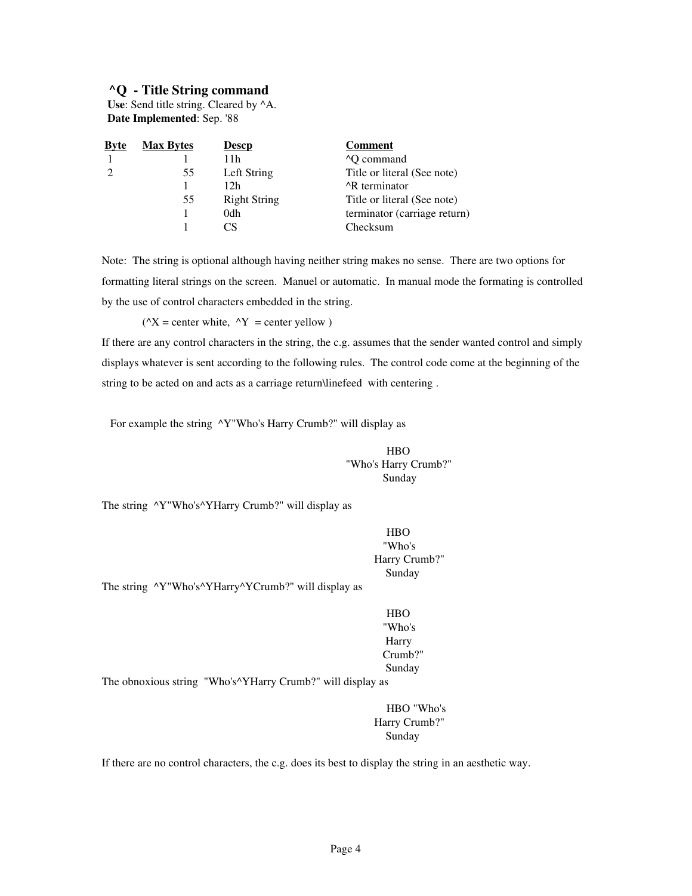### ^Q - Title String command

**Use**: Send title string. Cleared by ^A.
**Date Implemented**: Sep. '88

| Byte | Max Bytes | Descp | Comment |
|---|---|---|---|
| 1 | 1 | 11h | ^Q command |
| 2 | 55 | Left String | Title or literal (See note) |
| | 1 | 12h | ^R terminator |
| | 55 | Right String | Title or literal (See note) |
| | 1 | 0dh | terminator (carriage return) |
| | 1 | CS | Checksum |

Note: The string is optional although having neither string makes no sense. There are two options for formatting literal strings on the screen. Manuel or automatic. In manual mode the formating is controlled by the use of control characters embedded in the string.

(^X = center white, ^Y = center yellow )

If there are any control characters in the string, the c.g. assumes that the sender wanted control and simply displays whatever is sent according to the following rules. The control code come at the beginning of the string to be acted on and acts as a carriage return\linefeed with centering .

For example the string ^Y"Who's Harry Crumb?" will display as

```
        HBO
"Who's Harry Crumb?"
       Sunday
```

The string ^Y"Who's^YHarry Crumb?" will display as

```
     HBO
    "Who's
 Harry Crumb?"
    Sunday
```

The string ^Y"Who's^YHarry^YCrumb?" will display as

```
   HBO
  "Who's
  Harry
 Crumb?"
  Sunday
```

The obnoxious string "Who's^YHarry Crumb?" will display as

```
  HBO "Who's
 Harry Crumb?"
    Sunday
```

If there are no control characters, the c.g. does its best to display the string in an aesthetic way.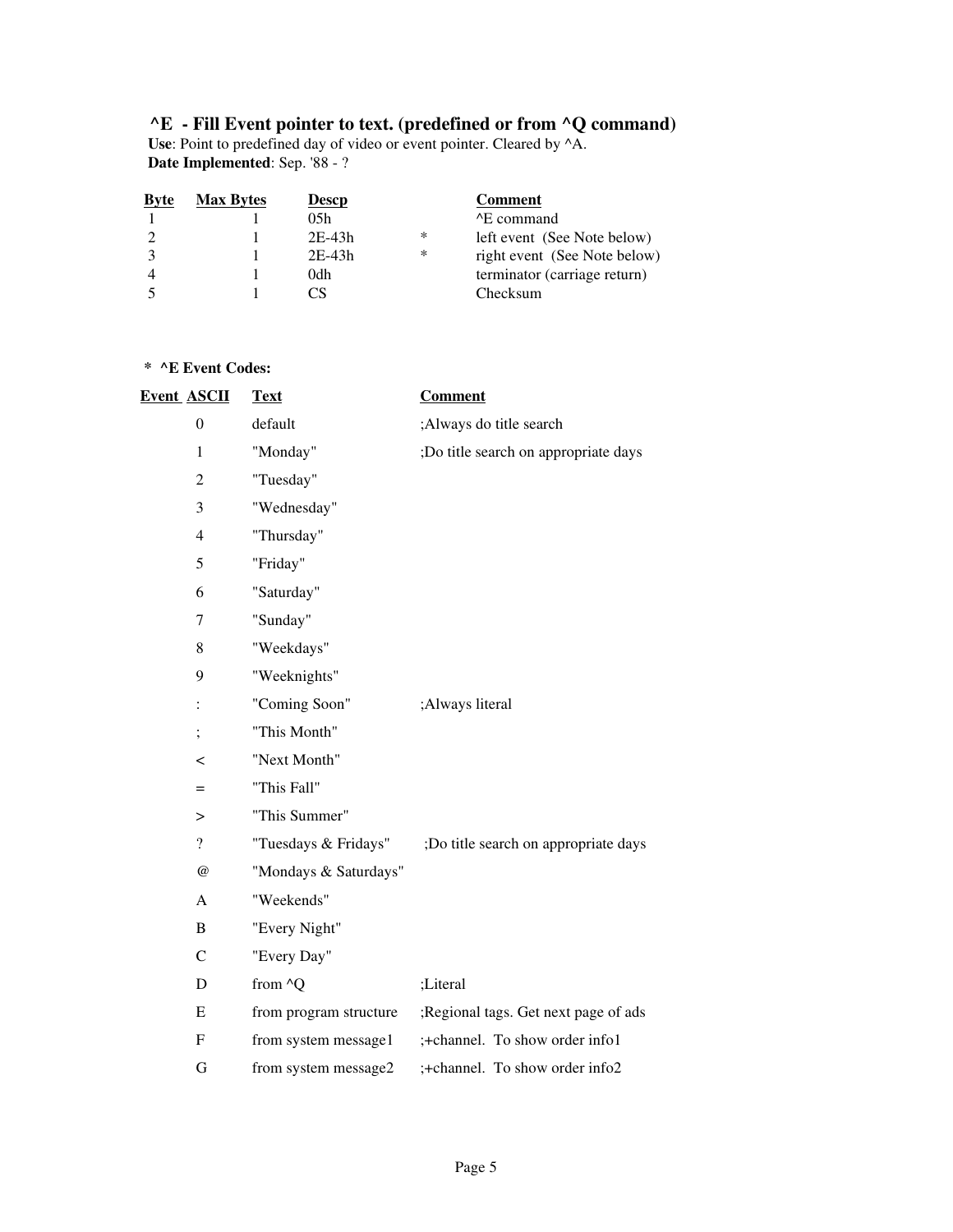### ^E - Fill Event pointer to text. (predefined or from ^Q command)

**Use**: Point to predefined day of video or event pointer. Cleared by ^A.
**Date Implemented**: Sep. '88 - ?

| Byte | Max Bytes | Descp | | Comment |
|---|---|---|---|---|
| 1 | 1 | 05h | | ^E command |
| 2 | 1 | 2E-43h | * | left event (See Note below) |
| 3 | 1 | 2E-43h | * | right event (See Note below) |
| 4 | 1 | 0dh | | terminator (carriage return) |
| 5 | 1 | CS | | Checksum |

**\* ^E Event Codes:**

| Event ASCII | Text | Comment |
|---|---|---|
| 0 | default | ;Always do title search |
| 1 | "Monday" | ;Do title search on appropriate days |
| 2 | "Tuesday" | |
| 3 | "Wednesday" | |
| 4 | "Thursday" | |
| 5 | "Friday" | |
| 6 | "Saturday" | |
| 7 | "Sunday" | |
| 8 | "Weekdays" | |
| 9 | "Weeknights" | |
| : | "Coming Soon" | ;Always literal |
| ; | "This Month" | |
| < | "Next Month" | |
| = | "This Fall" | |
| > | "This Summer" | |
| ? | "Tuesdays & Fridays" | ;Do title search on appropriate days |
| @ | "Mondays & Saturdays" | |
| A | "Weekends" | |
| B | "Every Night" | |
| C | "Every Day" | |
| D | from ^Q | ;Literal |
| E | from program structure | ;Regional tags. Get next page of ads |
| F | from system message1 | ;+channel. To show order info1 |
| G | from system message2 | ;+channel. To show order info2 |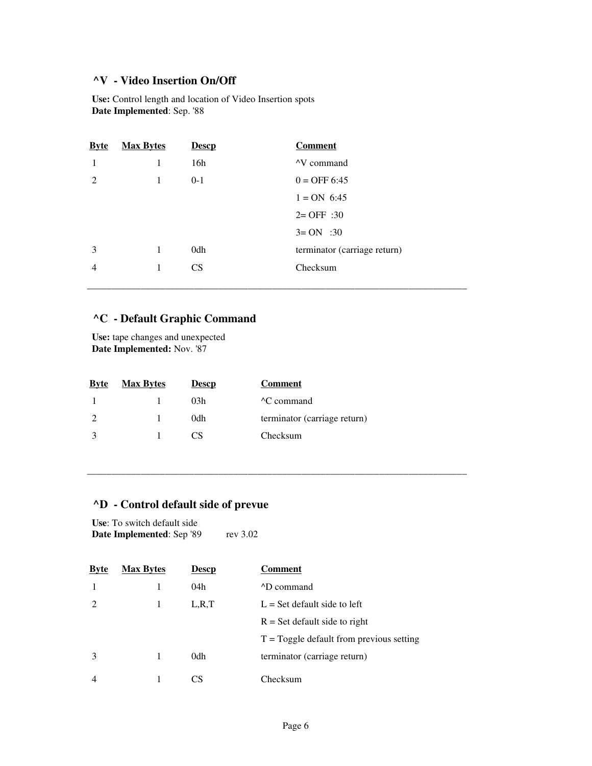## ^V - Video Insertion On/Off

**Use:** Control length and location of Video Insertion spots
**Date Implemented**: Sep. '88

| Byte | Max Bytes | Descp | Comment |
|---|---|---|---|
| 1 | 1 | 16h | ^V command |
| 2 | 1 | 0-1 | 0 = OFF 6:45 |
| | | | 1 = ON 6:45 |
| | | | 2= OFF :30 |
| | | | 3= ON :30 |
| 3 | 1 | 0dh | terminator (carriage return) |
| 4 | 1 | CS | Checksum |

---

## ^C - Default Graphic Command

**Use:** tape changes and unexpected
**Date Implemented:** Nov. '87

| Byte | Max Bytes | Descp | Comment |
|---|---|---|---|
| 1 | 1 | 03h | ^C command |
| 2 | 1 | 0dh | terminator (carriage return) |
| 3 | 1 | CS | Checksum |

---

## ^D - Control default side of prevue

**Use**: To switch default side
**Date Implemented**: Sep '89 rev 3.02

| Byte | Max Bytes | Descp | Comment |
|---|---|---|---|
| 1 | 1 | 04h | ^D command |
| 2 | 1 | L,R,T | L = Set default side to left |
| | | | R = Set default side to right |
| | | | T = Toggle default from previous setting |
| 3 | 1 | 0dh | terminator (carriage return) |
| 4 | 1 | CS | Checksum |